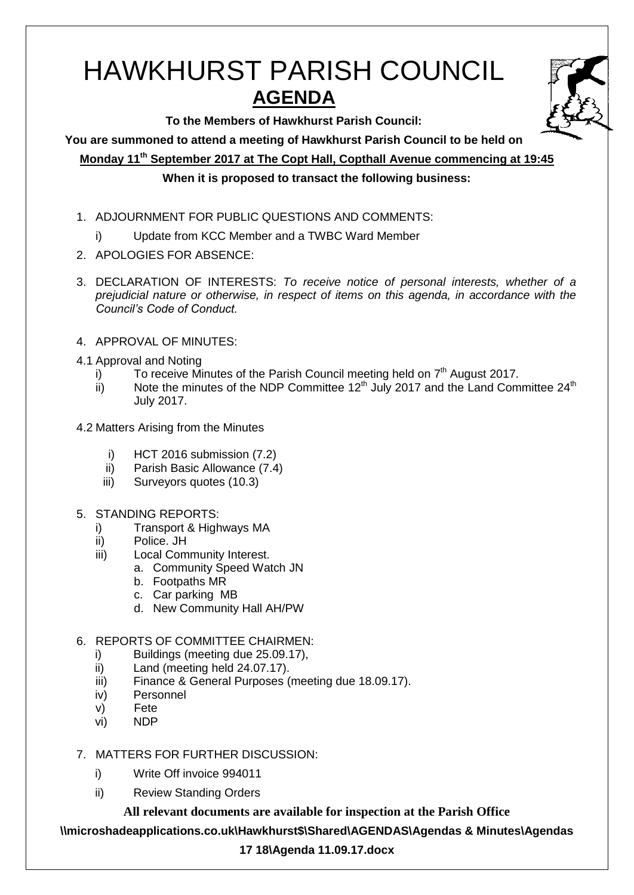# HAWKHURST PARISH COUNCIL

## AGENDA

**To the Members of Hawkhurst Parish Council:**

**You are summoned to attend a meeting of Hawkhurst Parish Council to be held on**

**Monday 11th September 2017 at The Copt Hall, Copthall Avenue commencing at 19:45**

**When it is proposed to transact the following business:**

1. ADJOURNMENT FOR PUBLIC QUESTIONS AND COMMENTS:
   i) Update from KCC Member and a TWBC Ward Member
2. APOLOGIES FOR ABSENCE:
3. DECLARATION OF INTERESTS: *To receive notice of personal interests, whether of a prejudicial nature or otherwise, in respect of items on this agenda, in accordance with the Council's Code of Conduct.*
4. APPROVAL OF MINUTES:

4.1 Approval and Noting

- i) To receive Minutes of the Parish Council meeting held on 7th August 2017.
- ii) Note the minutes of the NDP Committee 12th July 2017 and the Land Committee 24th July 2017.

4.2 Matters Arising from the Minutes

- i) HCT 2016 submission (7.2)
- ii) Parish Basic Allowance (7.4)
- iii) Surveyors quotes (10.3)

5. STANDING REPORTS:
   - i) Transport & Highways MA
   - ii) Police. JH
   - iii) Local Community Interest.
     - a. Community Speed Watch JN
     - b. Footpaths MR
     - c. Car parking MB
     - d. New Community Hall AH/PW
6. REPORTS OF COMMITTEE CHAIRMEN:
   - i) Buildings (meeting due 25.09.17),
   - ii) Land (meeting held 24.07.17).
   - iii) Finance & General Purposes (meeting due 18.09.17).
   - iv) Personnel
   - v) Fete
   - vi) NDP
7. MATTERS FOR FURTHER DISCUSSION:
   - i) Write Off invoice 994011
   - ii) Review Standing Orders

**All relevant documents are available for inspection at the Parish Office**

**\\microshadeapplications.co.uk\Hawkhurst$\Shared\AGENDAS\Agendas & Minutes\Agendas 17 18\Agenda 11.09.17.docx**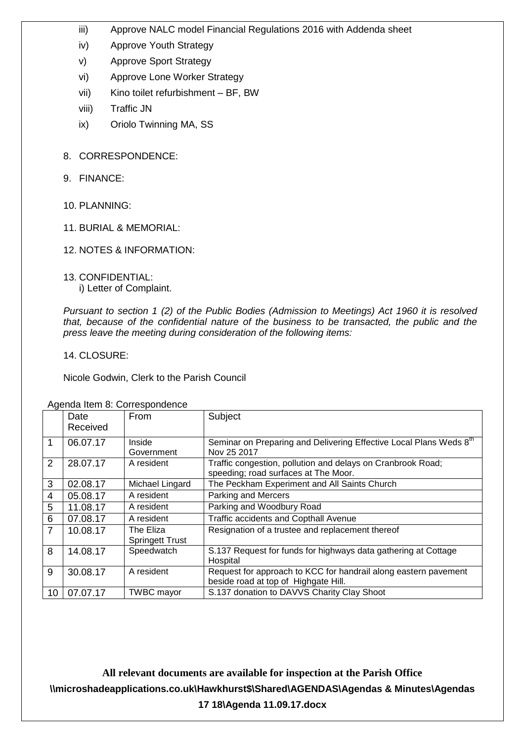iii) Approve NALC model Financial Regulations 2016 with Addenda sheet

iv) Approve Youth Strategy

v) Approve Sport Strategy

vi) Approve Lone Worker Strategy

vii) Kino toilet refurbishment – BF, BW

viii) Traffic JN

ix) Oriolo Twinning MA, SS

8. CORRESPONDENCE:

9. FINANCE:

10. PLANNING:

11. BURIAL & MEMORIAL:

12. NOTES & INFORMATION:

13. CONFIDENTIAL:
    i) Letter of Complaint.

*Pursuant to section 1 (2) of the Public Bodies (Admission to Meetings) Act 1960 it is resolved that, because of the confidential nature of the business to be transacted, the public and the press leave the meeting during consideration of the following items:*

14. CLOSURE:

Nicole Godwin, Clerk to the Parish Council

Agenda Item 8: Correspondence

| | Date Received | From | Subject |
|---|---|---|---|
| 1 | 06.07.17 | Inside Government | Seminar on Preparing and Delivering Effective Local Plans Weds 8th Nov 25 2017 |
| 2 | 28.07.17 | A resident | Traffic congestion, pollution and delays on Cranbrook Road; speeding; road surfaces at The Moor. |
| 3 | 02.08.17 | Michael Lingard | The Peckham Experiment and All Saints Church |
| 4 | 05.08.17 | A resident | Parking and Mercers |
| 5 | 11.08.17 | A resident | Parking and Woodbury Road |
| 6 | 07.08.17 | A resident | Traffic accidents and Copthall Avenue |
| 7 | 10.08.17 | The Eliza Springett Trust | Resignation of a trustee and replacement thereof |
| 8 | 14.08.17 | Speedwatch | S.137 Request for funds for highways data gathering at Cottage Hospital |
| 9 | 30.08.17 | A resident | Request for approach to KCC for handrail along eastern pavement beside road at top of Highgate Hill. |
| 10 | 07.07.17 | TWBC mayor | S.137 donation to DAVVS Charity Clay Shoot |

**All relevant documents are available for inspection at the Parish Office**
**\\microshadeapplications.co.uk\Hawkhurst$\Shared\AGENDAS\Agendas & Minutes\Agendas 17 18\Agenda 11.09.17.docx**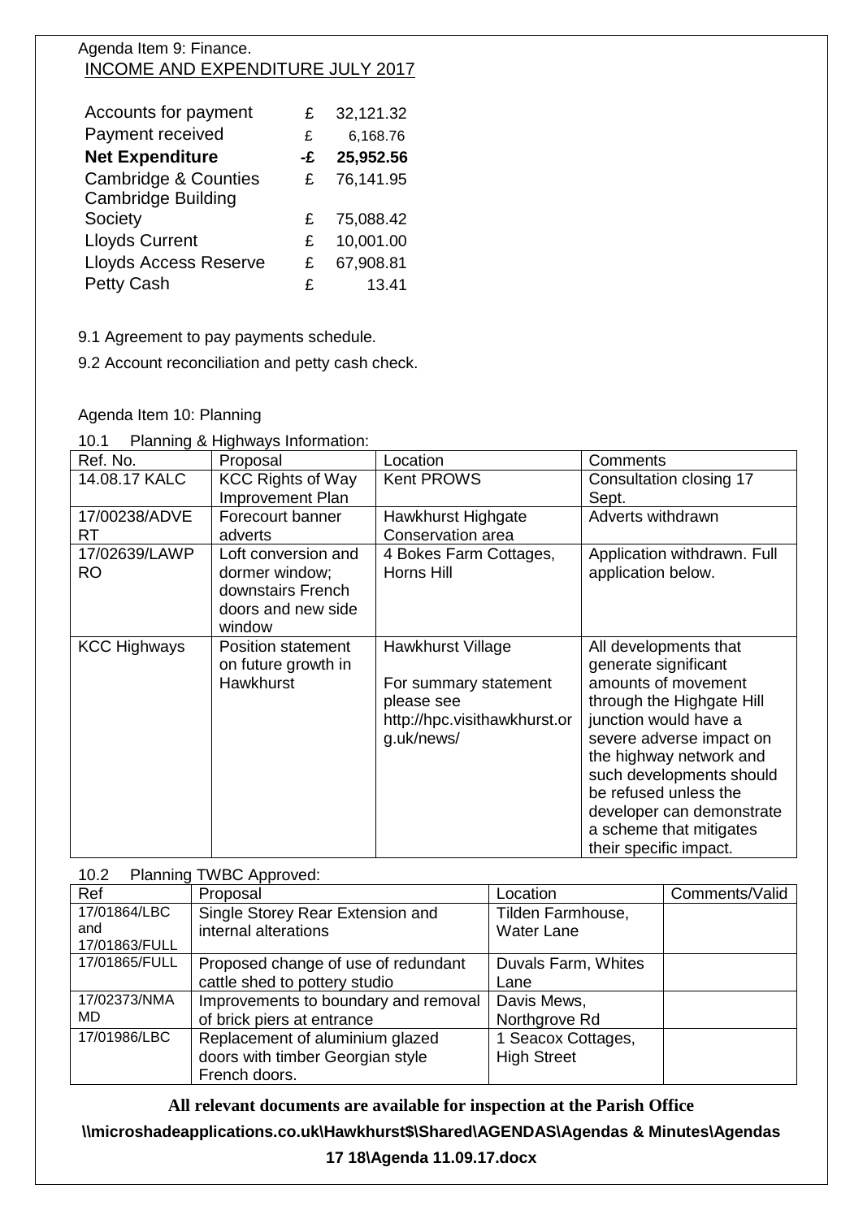Agenda Item 9: Finance.

INCOME AND EXPENDITURE JULY 2017

| | | |
|---|---|---|
| Accounts for payment | £ | 32,121.32 |
| Payment received | £ | 6,168.76 |
| **Net Expenditure** | **-£** | **25,952.56** |
| Cambridge & Counties | £ | 76,141.95 |
| Cambridge Building Society | £ | 75,088.42 |
| Lloyds Current | £ | 10,001.00 |
| Lloyds Access Reserve | £ | 67,908.81 |
| Petty Cash | £ | 13.41 |

9.1 Agreement to pay payments schedule.

9.2 Account reconciliation and petty cash check.

Agenda Item 10: Planning

10.1 Planning & Highways Information:

| Ref. No. | Proposal | Location | Comments |
|---|---|---|---|
| 14.08.17 KALC | KCC Rights of Way Improvement Plan | Kent PROWS | Consultation closing 17 Sept. |
| 17/00238/ADVERT | Forecourt banner adverts | Hawkhurst Highgate Conservation area | Adverts withdrawn |
| 17/02639/LAWPRO | Loft conversion and dormer window; downstairs French doors and new side window | 4 Bokes Farm Cottages, Horns Hill | Application withdrawn. Full application below. |
| KCC Highways | Position statement on future growth in Hawkhurst | Hawkhurst Village<br><br>For summary statement please see http://hpc.visithawkhurst.org.uk/news/ | All developments that generate significant amounts of movement through the Highgate Hill junction would have a severe adverse impact on the highway network and such developments should be refused unless the developer can demonstrate a scheme that mitigates their specific impact. |

10.2 Planning TWBC Approved:

| Ref | Proposal | Location | Comments/Valid |
|---|---|---|---|
| 17/01864/LBC and 17/01863/FULL | Single Storey Rear Extension and internal alterations | Tilden Farmhouse, Water Lane | |
| 17/01865/FULL | Proposed change of use of redundant cattle shed to pottery studio | Duvals Farm, Whites Lane | |
| 17/02373/NMAMD | Improvements to boundary and removal of brick piers at entrance | Davis Mews, Northgrove Rd | |
| 17/01986/LBC | Replacement of aluminium glazed doors with timber Georgian style French doors. | 1 Seacox Cottages, High Street | |

**All relevant documents are available for inspection at the Parish Office**

**\\microshadeapplications.co.uk\Hawkhurst$\Shared\AGENDAS\Agendas & Minutes\Agendas 17 18\Agenda 11.09.17.docx**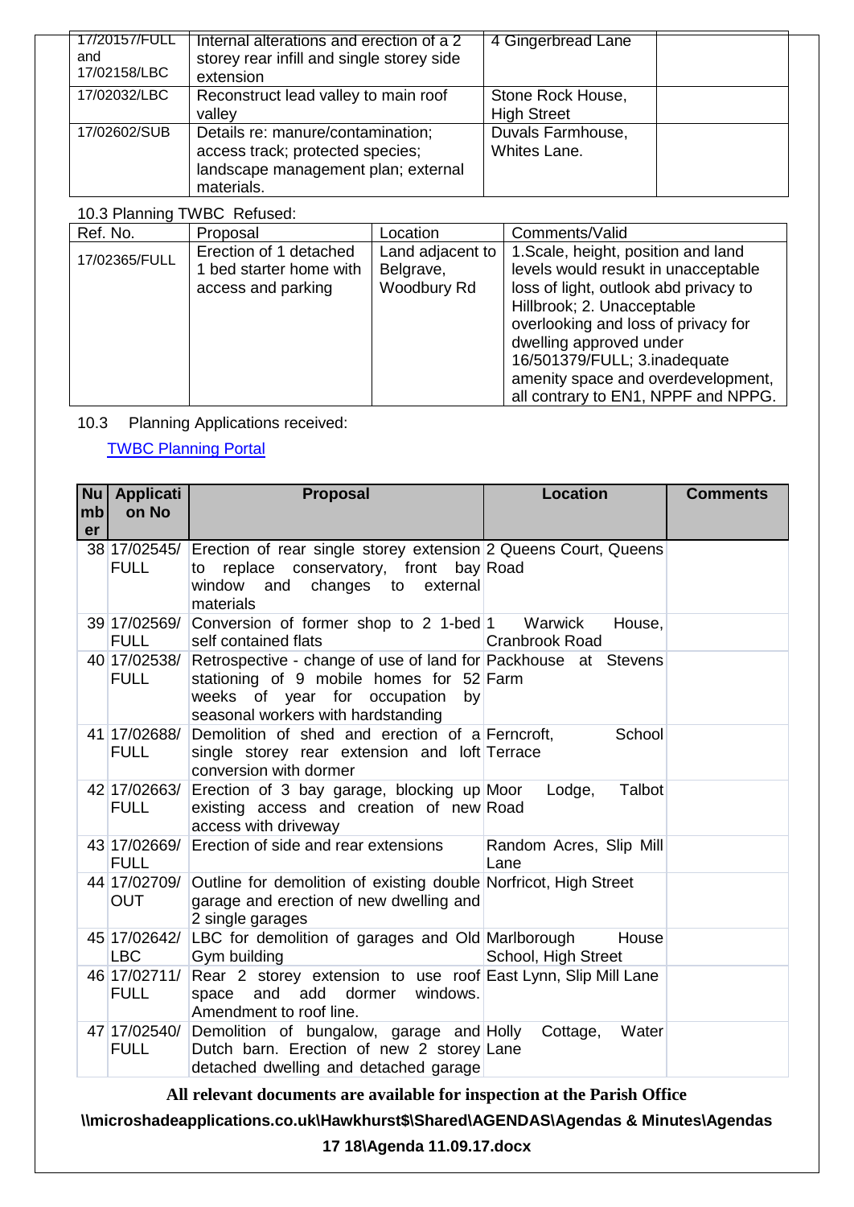| | | | |
|---|---|---|---|
| 17/20157/FULL and 17/02158/LBC | Internal alterations and erection of a 2 storey rear infill and single storey side extension | 4 Gingerbread Lane | |
| 17/02032/LBC | Reconstruct lead valley to main roof valley | Stone Rock House, High Street | |
| 17/02602/SUB | Details re: manure/contamination; access track; protected species; landscape management plan; external materials. | Duvals Farmhouse, Whites Lane. | |

10.3 Planning TWBC Refused:

| Ref. No. | Proposal | Location | Comments/Valid |
|---|---|---|---|
| 17/02365/FULL | Erection of 1 detached 1 bed starter home with access and parking | Land adjacent to Belgrave, Woodbury Rd | 1.Scale, height, position and land levels would resukt in unacceptable loss of light, outlook abd privacy to Hillbrook; 2. Unacceptable overlooking and loss of privacy for dwelling approved under 16/501379/FULL; 3.inadequate amenity space and overdevelopment, all contrary to EN1, NPPF and NPPG. |

10.3 Planning Applications received:

[TWBC Planning Portal]

| Number | Application No | Proposal | Location | Comments |
|---|---|---|---|---|
| 38 | 17/02545/FULL | Erection of rear single storey extension to replace conservatory, front bay window and changes to external materials | 2 Queens Court, Queens Road | |
| 39 | 17/02569/FULL | Conversion of former shop to 2 1-bed self contained flats | 1 Warwick House, Cranbrook Road | |
| 40 | 17/02538/FULL | Retrospective - change of use of land for stationing of 9 mobile homes for 52 weeks of year for occupation by seasonal workers with hardstanding | Packhouse at Stevens Farm | |
| 41 | 17/02688/FULL | Demolition of shed and erection of a single storey rear extension and loft conversion with dormer | Ferncroft, School Terrace | |
| 42 | 17/02663/FULL | Erection of 3 bay garage, blocking up existing access and creation of new access with driveway | Moor Lodge, Talbot Road | |
| 43 | 17/02669/FULL | Erection of side and rear extensions | Random Acres, Slip Mill Lane | |
| 44 | 17/02709/OUT | Outline for demolition of existing double garage and erection of new dwelling and 2 single garages | Norfricot, High Street | |
| 45 | 17/02642/LBC | LBC for demolition of garages and Old Gym building | Marlborough House School, High Street | |
| 46 | 17/02711/FULL | Rear 2 storey extension to use roof space and add dormer windows. Amendment to roof line. | East Lynn, Slip Mill Lane | |
| 47 | 17/02540/FULL | Demolition of bungalow, garage and Dutch barn. Erection of new 2 storey detached dwelling and detached garage | Holly Cottage, Water Lane | |

**All relevant documents are available for inspection at the Parish Office**

**\\microshadeapplications.co.uk\Hawkhurst$\Shared\AGENDAS\Agendas & Minutes\Agendas 17 18\Agenda 11.09.17.docx**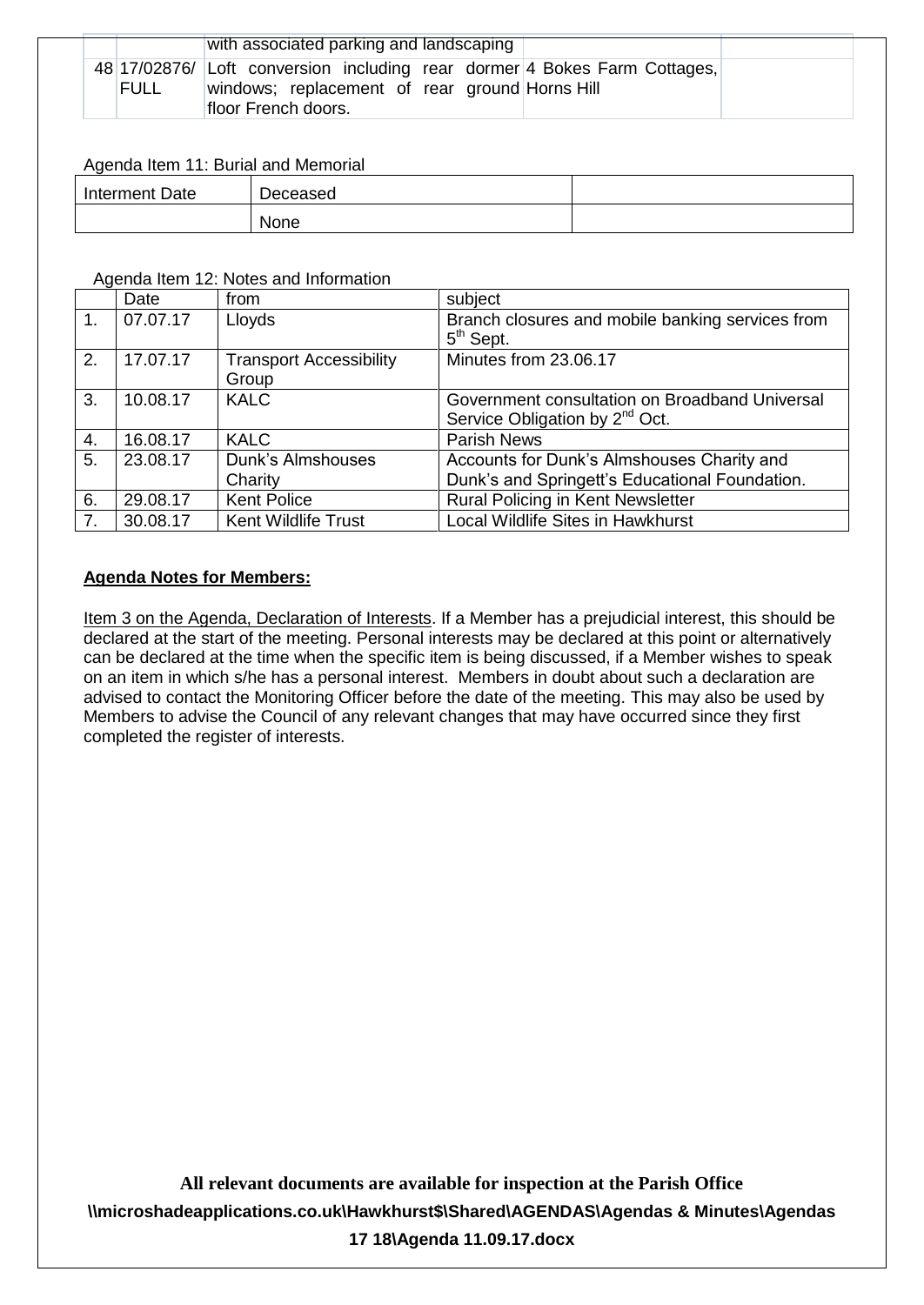| | | | | |
|---|---|---|---|---|
| | | with associated parking and landscaping | | |
| 48 | 17/02876/ FULL | Loft conversion including rear dormer windows; replacement of rear ground floor French doors. | 4 Bokes Farm Cottages, Horns Hill | |

Agenda Item 11: Burial and Memorial

| Interment Date | Deceased | |
|---|---|---|
| | None | |

Agenda Item 12: Notes and Information

| | Date | from | subject |
|---|---|---|---|
| 1. | 07.07.17 | Lloyds | Branch closures and mobile banking services from 5th Sept. |
| 2. | 17.07.17 | Transport Accessibility Group | Minutes from 23.06.17 |
| 3. | 10.08.17 | KALC | Government consultation on Broadband Universal Service Obligation by 2nd Oct. |
| 4. | 16.08.17 | KALC | Parish News |
| 5. | 23.08.17 | Dunk's Almshouses Charity | Accounts for Dunk's Almshouses Charity and Dunk's and Springett's Educational Foundation. |
| 6. | 29.08.17 | Kent Police | Rural Policing in Kent Newsletter |
| 7. | 30.08.17 | Kent Wildlife Trust | Local Wildlife Sites in Hawkhurst |

**Agenda Notes for Members:**

Item 3 on the Agenda, Declaration of Interests. If a Member has a prejudicial interest, this should be declared at the start of the meeting. Personal interests may be declared at this point or alternatively can be declared at the time when the specific item is being discussed, if a Member wishes to speak on an item in which s/he has a personal interest. Members in doubt about such a declaration are advised to contact the Monitoring Officer before the date of the meeting. This may also be used by Members to advise the Council of any relevant changes that may have occurred since they first completed the register of interests.

**All relevant documents are available for inspection at the Parish Office**
**\\microshadeapplications.co.uk\Hawkhurst$\Shared\AGENDAS\Agendas & Minutes\Agendas 17 18\Agenda 11.09.17.docx**